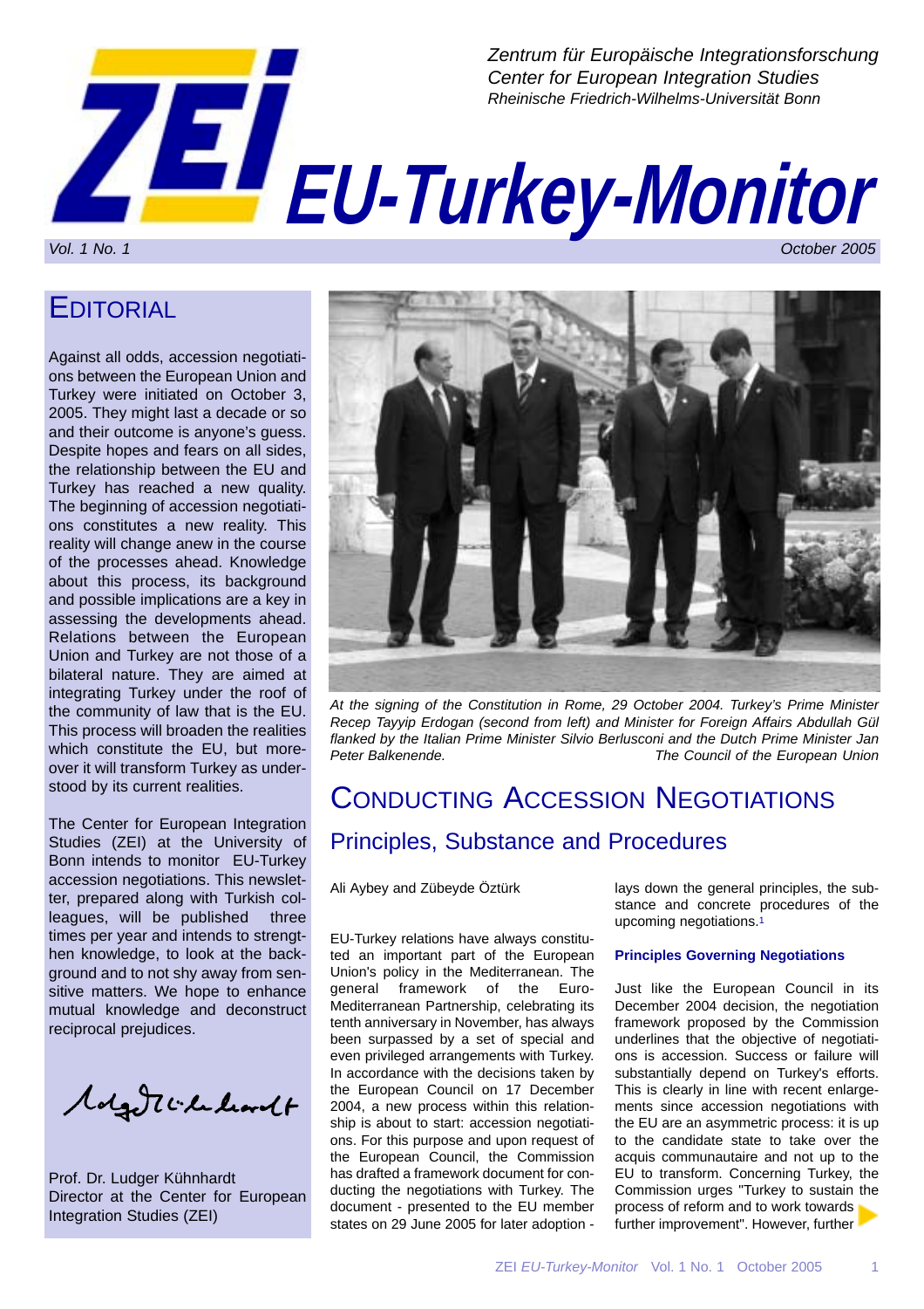*Zentrum für Europäische Integrationsforschung*
*Center for European Integration Studies*
*Rheinische Friedrich-Wilhelms-Universität Bonn*

# ZEI EU-Turkey-Monitor

*Vol. 1 No. 1* *October 2005*

## Editorial

Against all odds, accession negotiations between the European Union and Turkey were initiated on October 3, 2005. They might last a decade or so and their outcome is anyone's guess. Despite hopes and fears on all sides, the relationship between the EU and Turkey has reached a new quality. The beginning of accession negotiations constitutes a new reality. This reality will change anew in the course of the processes ahead. Knowledge about this process, its background and possible implications are a key in assessing the developments ahead. Relations between the European Union and Turkey are not those of a bilateral nature. They are aimed at integrating Turkey under the roof of the community of law that is the EU. This process will broaden the realities which constitute the EU, but moreover it will transform Turkey as understood by its current realities.

The Center for European Integration Studies (ZEI) at the University of Bonn intends to monitor EU-Turkey accession negotiations. This newsletter, prepared along with Turkish colleagues, will be published three times per year and intends to strengthen knowledge, to look at the background and to not shy away from sensitive matters. We hope to enhance mutual knowledge and deconstruct reciprocal prejudices.

Prof. Dr. Ludger Kühnhardt
Director at the Center for European Integration Studies (ZEI)

*At the signing of the Constitution in Rome, 29 October 2004. Turkey's Prime Minister Recep Tayyip Erdogan (second from left) and Minister for Foreign Affairs Abdullah Gül flanked by the Italian Prime Minister Silvio Berlusconi and the Dutch Prime Minister Jan Peter Balkenende.* *The Council of the European Union*

## Conducting Accession Negotiations

### Principles, Substance and Procedures

Ali Aybey and Zübeyde Öztürk

EU-Turkey relations have always constituted an important part of the European Union's policy in the Mediterranean. The general framework of the Euro-Mediterranean Partnership, celebrating its tenth anniversary in November, has always been surpassed by a set of special and even privileged arrangements with Turkey. In accordance with the decisions taken by the European Council on 17 December 2004, a new process within this relationship is about to start: accession negotiations. For this purpose and upon request of the European Council, the Commission has drafted a framework document for conducting the negotiations with Turkey. The document - presented to the EU member states on 29 June 2005 for later adoption - lays down the general principles, the substance and concrete procedures of the upcoming negotiations.[1]

#### Principles Governing Negotiations

Just like the European Council in its December 2004 decision, the negotiation framework proposed by the Commission underlines that the objective of negotiations is accession. Success or failure will substantially depend on Turkey's efforts. This is clearly in line with recent enlargements since accession negotiations with the EU are an asymmetric process: it is up to the candidate state to take over the acquis communautaire and not up to the EU to transform. Concerning Turkey, the Commission urges "Turkey to sustain the process of reform and to work towards further improvement". However, further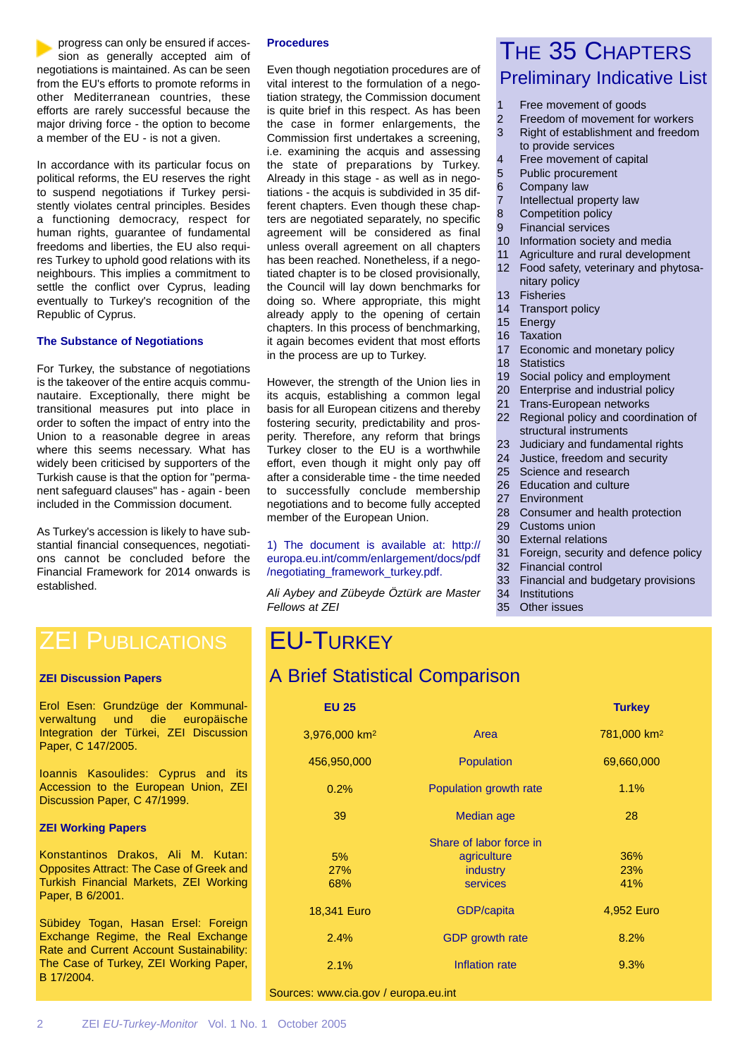progress can only be ensured if accession as generally accepted aim of negotiations is maintained. As can be seen from the EU's efforts to promote reforms in other Mediterranean countries, these efforts are rarely successful because the major driving force - the option to become a member of the EU - is not a given.

In accordance with its particular focus on political reforms, the EU reserves the right to suspend negotiations if Turkey persistently violates central principles. Besides a functioning democracy, respect for human rights, guarantee of fundamental freedoms and liberties, the EU also requires Turkey to uphold good relations with its neighbours. This implies a commitment to settle the conflict over Cyprus, leading eventually to Turkey's recognition of the Republic of Cyprus.

### The Substance of Negotiations

For Turkey, the substance of negotiations is the takeover of the entire acquis communautaire. Exceptionally, there might be transitional measures put into place in order to soften the impact of entry into the Union to a reasonable degree in areas where this seems necessary. What has widely been criticised by supporters of the Turkish cause is that the option for "permanent safeguard clauses" has - again - been included in the Commission document.

As Turkey's accession is likely to have substantial financial consequences, negotiations cannot be concluded before the Financial Framework for 2014 onwards is established.

### Procedures

Even though negotiation procedures are of vital interest to the formulation of a negotiation strategy, the Commission document is quite brief in this respect. As has been the case in former enlargements, the Commission first undertakes a screening, i.e. examining the acquis and assessing the state of preparations by Turkey. Already in this stage - as well as in negotiations - the acquis is subdivided in 35 different chapters. Even though these chapters are negotiated separately, no specific agreement will be considered as final unless overall agreement on all chapters has been reached. Nonetheless, if a negotiated chapter is to be closed provisionally, the Council will lay down benchmarks for doing so. Where appropriate, this might already apply to the opening of certain chapters. In this process of benchmarking, it again becomes evident that most efforts in the process are up to Turkey.

However, the strength of the Union lies in its acquis, establishing a common legal basis for all European citizens and thereby fostering security, predictability and prosperity. Therefore, any reform that brings Turkey closer to the EU is a worthwhile effort, even though it might only pay off after a considerable time - the time needed to successfully conclude membership negotiations and to become fully accepted member of the European Union.

1) The document is available at: http://europa.eu.int/comm/enlargement/docs/pdf/negotiating_framework_turkey.pdf.

*Ali Aybey and Zübeyde Öztürk are Master Fellows at ZEI*

## The 35 Chapters
### Preliminary Indicative List

1. Free movement of goods
2. Freedom of movement for workers
3. Right of establishment and freedom to provide services
4. Free movement of capital
5. Public procurement
6. Company law
7. Intellectual property law
8. Competition policy
9. Financial services
10. Information society and media
11. Agriculture and rural development
12. Food safety, veterinary and phytosanitary policy
13. Fisheries
14. Transport policy
15. Energy
16. Taxation
17. Economic and monetary policy
18. Statistics
19. Social policy and employment
20. Enterprise and industrial policy
21. Trans-European networks
22. Regional policy and coordination of structural instruments
23. Judiciary and fundamental rights
24. Justice, freedom and security
25. Science and research
26. Education and culture
27. Environment
28. Consumer and health protection
29. Customs union
30. External relations
31. Foreign, security and defence policy
32. Financial control
33. Financial and budgetary provisions
34. Institutions
35. Other issues

## ZEI Publications

### ZEI Discussion Papers

Erol Esen: Grundzüge der Kommunalverwaltung und die europäische Integration der Türkei, ZEI Discussion Paper, C 147/2005.

Ioannis Kasoulides: Cyprus and its Accession to the European Union, ZEI Discussion Paper, C 47/1999.

### ZEI Working Papers

Konstantinos Drakos, Ali M. Kutan: Opposites Attract: The Case of Greek and Turkish Financial Markets, ZEI Working Paper, B 6/2001.

Sübidey Togan, Hasan Ersel: Foreign Exchange Regime, the Real Exchange Rate and Current Account Sustainability: The Case of Turkey, ZEI Working Paper, B 17/2004.

## EU-Turkey
### A Brief Statistical Comparison

| EU 25 | | Turkey |
|---|---|---|
| 3,976,000 km² | Area | 781,000 km² |
| 456,950,000 | Population | 69,660,000 |
| 0.2% | Population growth rate | 1.1% |
| 39 | Median age | 28 |
| | Share of labor force in | |
| 5% | agriculture | 36% |
| 27% | industry | 23% |
| 68% | services | 41% |
| 18,341 Euro | GDP/capita | 4,952 Euro |
| 2.4% | GDP growth rate | 8.2% |
| 2.1% | Inflation rate | 9.3% |

Sources: www.cia.gov / europa.eu.int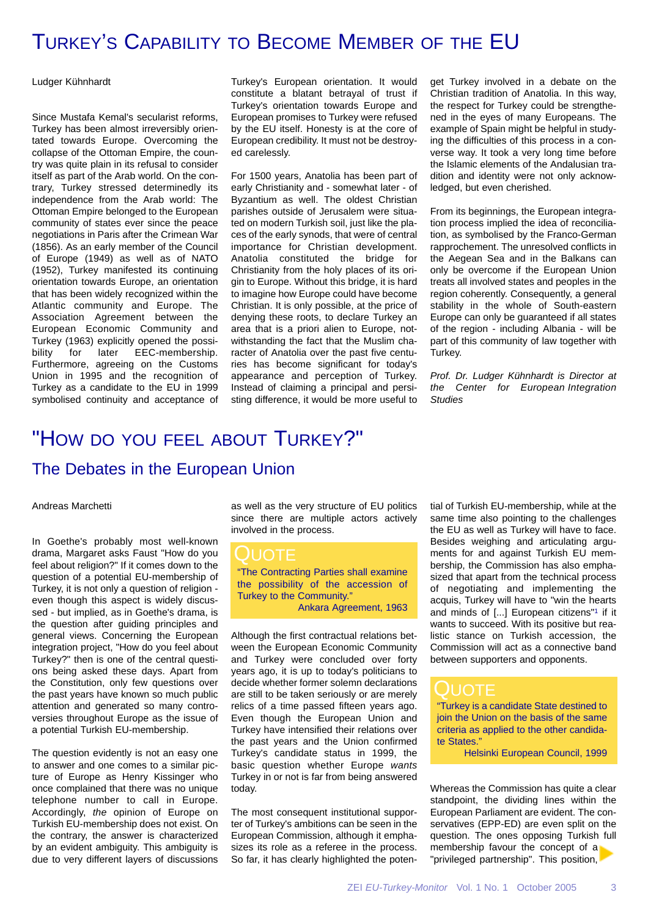# Turkey's Capability to Become Member of the EU

Ludger Kühnhardt

Since Mustafa Kemal's secularist reforms, Turkey has been almost irreversibly orientated towards Europe. Overcoming the collapse of the Ottoman Empire, the country was quite plain in its refusal to consider itself as part of the Arab world. On the contrary, Turkey stressed determinedly its independence from the Arab world: The Ottoman Empire belonged to the European community of states ever since the peace negotiations in Paris after the Crimean War (1856). As an early member of the Council of Europe (1949) as well as of NATO (1952), Turkey manifested its continuing orientation towards Europe, an orientation that has been widely recognized within the Atlantic community and Europe. The Association Agreement between the European Economic Community and Turkey (1963) explicitly opened the possibility for later EEC-membership. Furthermore, agreeing on the Customs Union in 1995 and the recognition of Turkey as a candidate to the EU in 1999 symbolised continuity and acceptance of Turkey's European orientation. It would constitute a blatant betrayal of trust if Turkey's orientation towards Europe and European promises to Turkey were refused by the EU itself. Honesty is at the core of European credibility. It must not be destroyed carelessly.

For 1500 years, Anatolia has been part of early Christianity and - somewhat later - of Byzantium as well. The oldest Christian parishes outside of Jerusalem were situated on modern Turkish soil, just like the places of the early synods, that were of central importance for Christian development. Anatolia constituted the bridge for Christianity from the holy places of its origin to Europe. Without this bridge, it is hard to imagine how Europe could have become Christian. It is only possible, at the price of denying these roots, to declare Turkey an area that is a priori alien to Europe, notwithstanding the fact that the Muslim character of Anatolia over the past five centuries has become significant for today's appearance and perception of Turkey. Instead of claiming a principal and persisting difference, it would be more useful to get Turkey involved in a debate on the Christian tradition of Anatolia. In this way, the respect for Turkey could be strengthened in the eyes of many Europeans. The example of Spain might be helpful in studying the difficulties of this process in a converse way. It took a very long time before the Islamic elements of the Andalusian tradition and identity were not only acknowledged, but even cherished.

From its beginnings, the European integration process implied the idea of reconciliation, as symbolised by the Franco-German rapprochement. The unresolved conflicts in the Aegean Sea and in the Balkans can only be overcome if the European Union treats all involved states and peoples in the region coherently. Consequently, a general stability in the whole of South-eastern Europe can only be guaranteed if all states of the region - including Albania - will be part of this community of law together with Turkey.

*Prof. Dr. Ludger Kühnhardt is Director at the Center for European Integration Studies*

# "How do you feel about Turkey?"

## The Debates in the European Union

Andreas Marchetti

In Goethe's probably most well-known drama, Margaret asks Faust "How do you feel about religion?" If it comes down to the question of a potential EU-membership of Turkey, it is not only a question of religion - even though this aspect is widely discussed - but implied, as in Goethe's drama, is the question after guiding principles and general views. Concerning the European integration project, "How do you feel about Turkey?" then is one of the central questions being asked these days. Apart from the Constitution, only few questions over the past years have known so much public attention and generated so many controversies throughout Europe as the issue of a potential Turkish EU-membership.

The question evidently is not an easy one to answer and one comes to a similar picture of Europe as Henry Kissinger who once complained that there was no unique telephone number to call in Europe. Accordingly, *the* opinion of Europe on Turkish EU-membership does not exist. On the contrary, the answer is characterized by an evident ambiguity. This ambiguity is due to very different layers of discussions as well as the very structure of EU politics since there are multiple actors actively involved in the process.

> **Quote**
>
> "The Contracting Parties shall examine the possibility of the accession of Turkey to the Community."
>
> Ankara Agreement, 1963

Although the first contractual relations between the European Economic Community and Turkey were concluded over forty years ago, it is up to today's politicians to decide whether former solemn declarations are still to be taken seriously or are merely relics of a time passed fifteen years ago. Even though the European Union and Turkey have intensified their relations over the past years and the Union confirmed Turkey's candidate status in 1999, the basic question whether Europe *wants* Turkey in or not is far from being answered today.

The most consequent institutional supporter of Turkey's ambitions can be seen in the European Commission, although it emphasizes its role as a referee in the process. So far, it has clearly highlighted the potential of Turkish EU-membership, while at the same time also pointing to the challenges the EU as well as Turkey will have to face. Besides weighing and articulating arguments for and against Turkish EU membership, the Commission has also emphasized that apart from the technical process of negotiating and implementing the acquis, Turkey will have to "win the hearts and minds of [...] European citizens"[1] if it wants to succeed. With its positive but realistic stance on Turkish accession, the Commission will act as a connective band between supporters and opponents.

> **Quote**
>
> "Turkey is a candidate State destined to join the Union on the basis of the same criteria as applied to the other candidate States."
>
> Helsinki European Council, 1999

Whereas the Commission has quite a clear standpoint, the dividing lines within the European Parliament are evident. The conservatives (EPP-ED) are even split on the question. The ones opposing Turkish full membership favour the concept of a "privileged partnership". This position,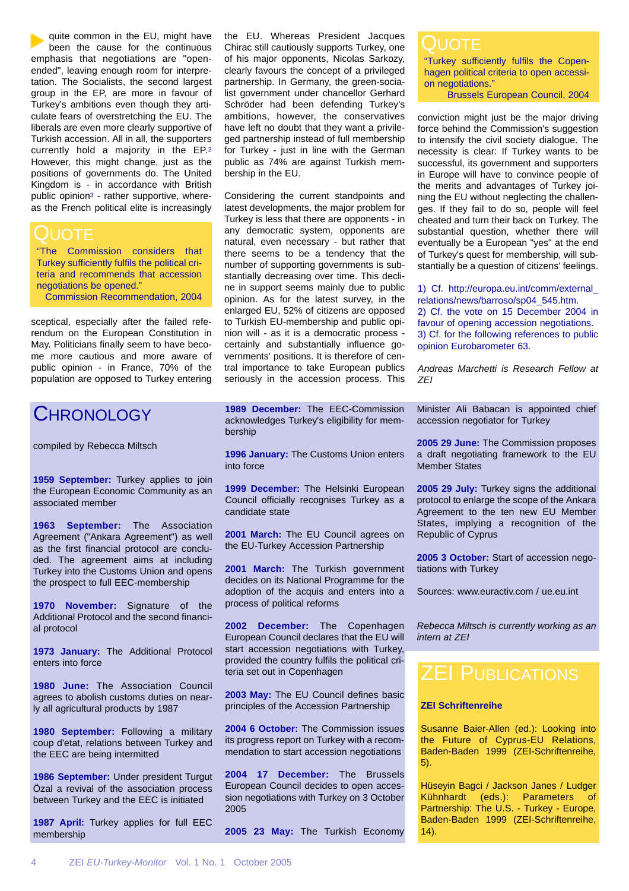quite common in the EU, might have been the cause for the continuous emphasis that negotiations are "open-ended", leaving enough room for interpretation. The Socialists, the second largest group in the EP, are more in favour of Turkey's ambitions even though they articulate fears of overstretching the EU. The liberals are even more clearly supportive of Turkish accession. All in all, the supporters currently hold a majority in the EP.[2] However, this might change, just as the positions of governments do. The United Kingdom is - in accordance with British public opinion[3] - rather supportive, whereas the French political elite is increasingly

> ## QUOTE
> "The Commission considers that Turkey sufficiently fulfils the political criteria and recommends that accession negotiations be opened."
> Commission Recommendation, 2004

sceptical, especially after the failed referendum on the European Constitution in May. Politicians finally seem to have become more cautious and more aware of public opinion - in France, 70% of the population are opposed to Turkey entering the EU. Whereas President Jacques Chirac still cautiously supports Turkey, one of his major opponents, Nicolas Sarkozy, clearly favours the concept of a privileged partnership. In Germany, the green-socialist government under chancellor Gerhard Schröder had been defending Turkey's ambitions, however, the conservatives have left no doubt that they want a privileged partnership instead of full membership for Turkey - just in line with the German public as 74% are against Turkish membership in the EU.

Considering the current standpoints and latest developments, the major problem for Turkey is less that there are opponents - in any democratic system, opponents are natural, even necessary - but rather that there seems to be a tendency that the number of supporting governments is substantially decreasing over time. This decline in support seems mainly due to public opinion. As for the latest survey, in the enlarged EU, 52% of citizens are opposed to Turkish EU-membership and public opinion will - as it is a democratic process - certainly and substantially influence governments' positions. It is therefore of central importance to take European publics seriously in the accession process. This

> ## QUOTE
> "Turkey sufficiently fulfils the Copenhagen political criteria to open accession negotiations."
> Brussels European Council, 2004

conviction might just be the major driving force behind the Commission's suggestion to intensify the civil society dialogue. The necessity is clear: If Turkey wants to be successful, its government and supporters in Europe will have to convince people of the merits and advantages of Turkey joining the EU without neglecting the challenges. If they fail to do so, people will feel cheated and turn their back on Turkey. The substantial question, whether there will eventually be a European "yes" at the end of Turkey's quest for membership, will substantially be a question of citizens' feelings.

1) Cf. http://europa.eu.int/comm/external_relations/news/barroso/sp04_545.htm.
2) Cf. the vote on 15 December 2004 in favour of opening accession negotiations.
3) Cf. for the following references to public opinion Eurobarometer 63.

*Andreas Marchetti is Research Fellow at ZEI*

## CHRONOLOGY

compiled by Rebecca Miltsch

**1959 September:** Turkey applies to join the European Economic Community as an associated member

**1963 September:** The Association Agreement ("Ankara Agreement") as well as the first financial protocol are concluded. The agreement aims at including Turkey into the Customs Union and opens the prospect to full EEC-membership

**1970 November:** Signature of the Additional Protocol and the second financial protocol

**1973 January:** The Additional Protocol enters into force

**1980 June:** The Association Council agrees to abolish customs duties on nearly all agricultural products by 1987

**1980 September:** Following a military coup d'etat, relations between Turkey and the EEC are being intermitted

**1986 September:** Under president Turgut Özal a revival of the association process between Turkey and the EEC is initiated

**1987 April:** Turkey applies for full EEC membership

**1989 December:** The EEC-Commission acknowledges Turkey's eligibility for membership

**1996 January:** The Customs Union enters into force

**1999 December:** The Helsinki European Council officially recognises Turkey as a candidate state

**2001 March:** The EU Council agrees on the EU-Turkey Accession Partnership

**2001 March:** The Turkish government decides on its National Programme for the adoption of the acquis and enters into a process of political reforms

**2002 December:** The Copenhagen European Council declares that the EU will start accession negotiations with Turkey, provided the country fulfils the political criteria set out in Copenhagen

**2003 May:** The EU Council defines basic principles of the Accession Partnership

**2004 6 October:** The Commission issues its progress report on Turkey with a recommendation to start accession negotiations

**2004 17 December:** The Brussels European Council decides to open accession negotiations with Turkey on 3 October 2005

**2005 23 May:** The Turkish Economy Minister Ali Babacan is appointed chief accession negotiator for Turkey

**2005 29 June:** The Commission proposes a draft negotiating framework to the EU Member States

**2005 29 July:** Turkey signs the additional protocol to enlarge the scope of the Ankara Agreement to the ten new EU Member States, implying a recognition of the Republic of Cyprus

**2005 3 October:** Start of accession negotiations with Turkey

Sources: www.euractiv.com / ue.eu.int

*Rebecca Miltsch is currently working as an intern at ZEI*

## ZEI PUBLICATIONS

**ZEI Schriftenreihe**

Susanne Baier-Allen (ed.): Looking into the Future of Cyprus-EU Relations, Baden-Baden 1999 (ZEI-Schriftenreihe, 5).

Hüseyin Bagci / Jackson Janes / Ludger Kühnhardt (eds.): Parameters of Partnership: The U.S. - Turkey - Europe, Baden-Baden 1999 (ZEI-Schriftenreihe, 14).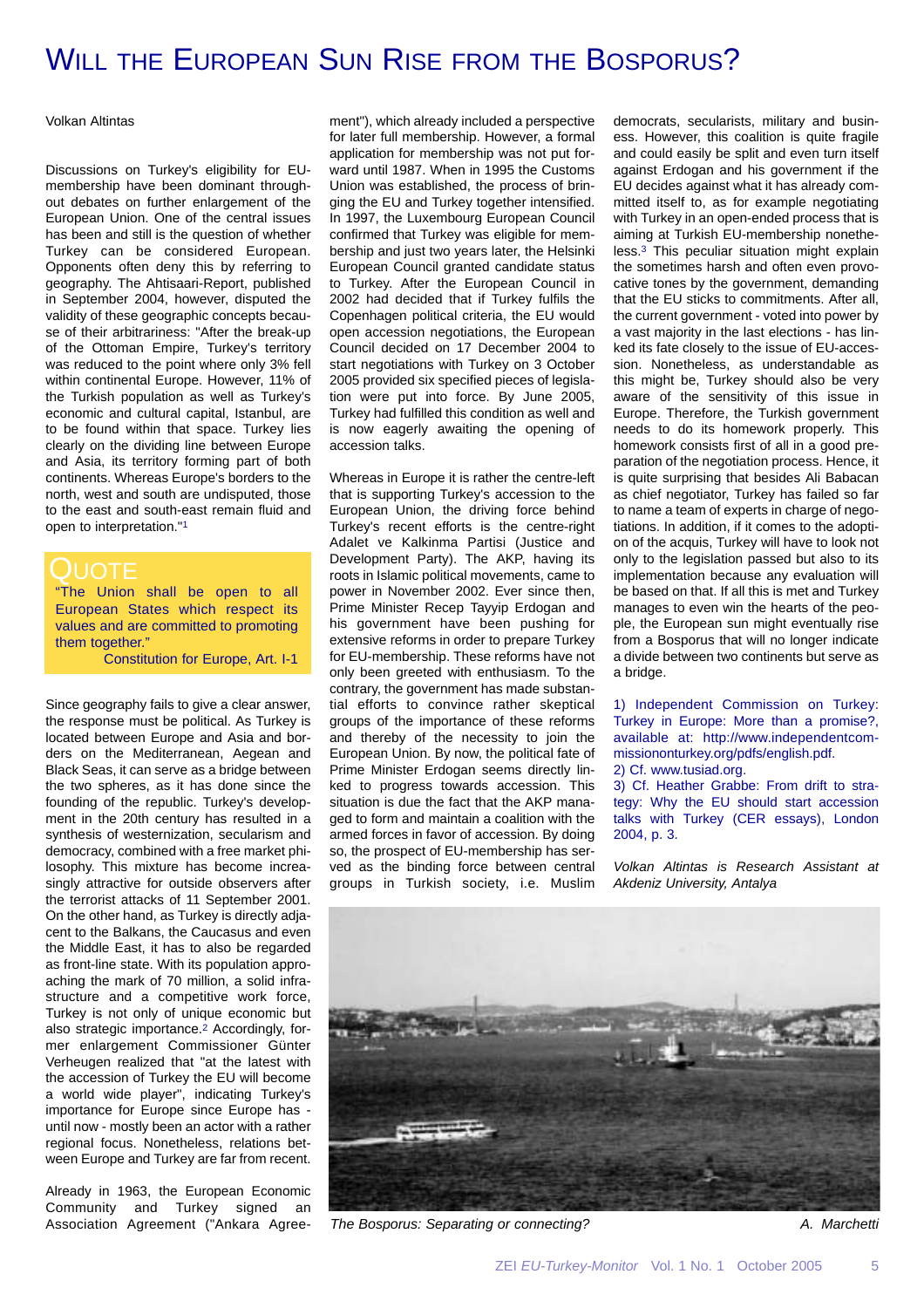# Will the European Sun Rise from the Bosporus?

Volkan Altintas

Discussions on Turkey's eligibility for EU-membership have been dominant throughout debates on further enlargement of the European Union. One of the central issues has been and still is the question of whether Turkey can be considered European. Opponents often deny this by referring to geography. The Ahtisaari-Report, published in September 2004, however, disputed the validity of these geographic concepts because of their arbitrariness: "After the break-up of the Ottoman Empire, Turkey's territory was reduced to the point where only 3% fell within continental Europe. However, 11% of the Turkish population as well as Turkey's economic and cultural capital, Istanbul, are to be found within that space. Turkey lies clearly on the dividing line between Europe and Asia, its territory forming part of both continents. Whereas Europe's borders to the north, west and south are undisputed, those to the east and south-east remain fluid and open to interpretation."[1]

> **QUOTE**
>
> "The Union shall be open to all European States which respect its values and are committed to promoting them together."
>
> Constitution for Europe, Art. I-1

Since geography fails to give a clear answer, the response must be political. As Turkey is located between Europe and Asia and borders on the Mediterranean, Aegean and Black Seas, it can serve as a bridge between the two spheres, as it has done since the founding of the republic. Turkey's development in the 20th century has resulted in a synthesis of westernization, secularism and democracy, combined with a free market philosophy. This mixture has become increasingly attractive for outside observers after the terrorist attacks of 11 September 2001. On the other hand, as Turkey is directly adjacent to the Balkans, the Caucasus and even the Middle East, it has to also be regarded as front-line state. With its population approaching the mark of 70 million, a solid infrastructure and a competitive work force, Turkey is not only of unique economic but also strategic importance.[2] Accordingly, former enlargement Commissioner Günter Verheugen realized that "at the latest with the accession of Turkey the EU will become a world wide player", indicating Turkey's importance for Europe since Europe has - until now - mostly been an actor with a rather regional focus. Nonetheless, relations between Europe and Turkey are far from recent.

Already in 1963, the European Economic Community and Turkey signed an Association Agreement ("Ankara Agreement"), which already included a perspective for later full membership. However, a formal application for membership was not put forward until 1987. When in 1995 the Customs Union was established, the process of bringing the EU and Turkey together intensified. In 1997, the Luxembourg European Council confirmed that Turkey was eligible for membership and just two years later, the Helsinki European Council granted candidate status to Turkey. After the European Council in 2002 had decided that if Turkey fulfils the Copenhagen political criteria, the EU would open accession negotiations, the European Council decided on 17 December 2004 to start negotiations with Turkey on 3 October 2005 provided six specified pieces of legislation were put into force. By June 2005, Turkey had fulfilled this condition as well and is now eagerly awaiting the opening of accession talks.

Whereas in Europe it is rather the centre-left that is supporting Turkey's accession to the European Union, the driving force behind Turkey's recent efforts is the centre-right Adalet ve Kalkinma Partisi (Justice and Development Party). The AKP, having its roots in Islamic political movements, came to power in November 2002. Ever since then, Prime Minister Recep Tayyip Erdogan and his government have been pushing for extensive reforms in order to prepare Turkey for EU-membership. These reforms have not only been greeted with enthusiasm. To the contrary, the government has made substantial efforts to convince rather skeptical groups of the importance of these reforms and thereby of the necessity to join the European Union. By now, the political fate of Prime Minister Erdogan seems directly linked to progress towards accession. This situation is due the fact that the AKP managed to form and maintain a coalition with the armed forces in favor of accession. By doing so, the prospect of EU-membership has served as the binding force between central groups in Turkish society, i.e. Muslim democrats, secularists, military and business. However, this coalition is quite fragile and could easily be split and even turn itself against Erdogan and his government if the EU decides against what it has already committed itself to, as for example negotiating with Turkey in an open-ended process that is aiming at Turkish EU-membership nonetheless.[3] This peculiar situation might explain the sometimes harsh and often even provocative tones by the government, demanding that the EU sticks to commitments. After all, the current government - voted into power by a vast majority in the last elections - has linked its fate closely to the issue of EU-accession. Nonetheless, as understandable as this might be, Turkey should also be very aware of the sensitivity of this issue in Europe. Therefore, the Turkish government needs to do its homework properly. This homework consists first of all in a good preparation of the negotiation process. Hence, it is quite surprising that besides Ali Babacan as chief negotiator, Turkey has failed so far to name a team of experts in charge of negotiations. In addition, if it comes to the adoption of the acquis, Turkey will have to look not only to the legislation passed but also to its implementation because any evaluation will be based on that. If all this is met and Turkey manages to even win the hearts of the people, the European sun might eventually rise from a Bosporus that will no longer indicate a divide between two continents but serve as a bridge.

1) Independent Commission on Turkey: Turkey in Europe: More than a promise?, available at: http://www.independentcommissiononturkey.org/pdfs/english.pdf.
2) Cf. www.tusiad.org.
3) Cf. Heather Grabbe: From drift to strategy: Why the EU should start accession talks with Turkey (CER essays), London 2004, p. 3.

*Volkan Altintas is Research Assistant at Akdeniz University, Antalya*

*The Bosporus: Separating or connecting?* *A. Marchetti*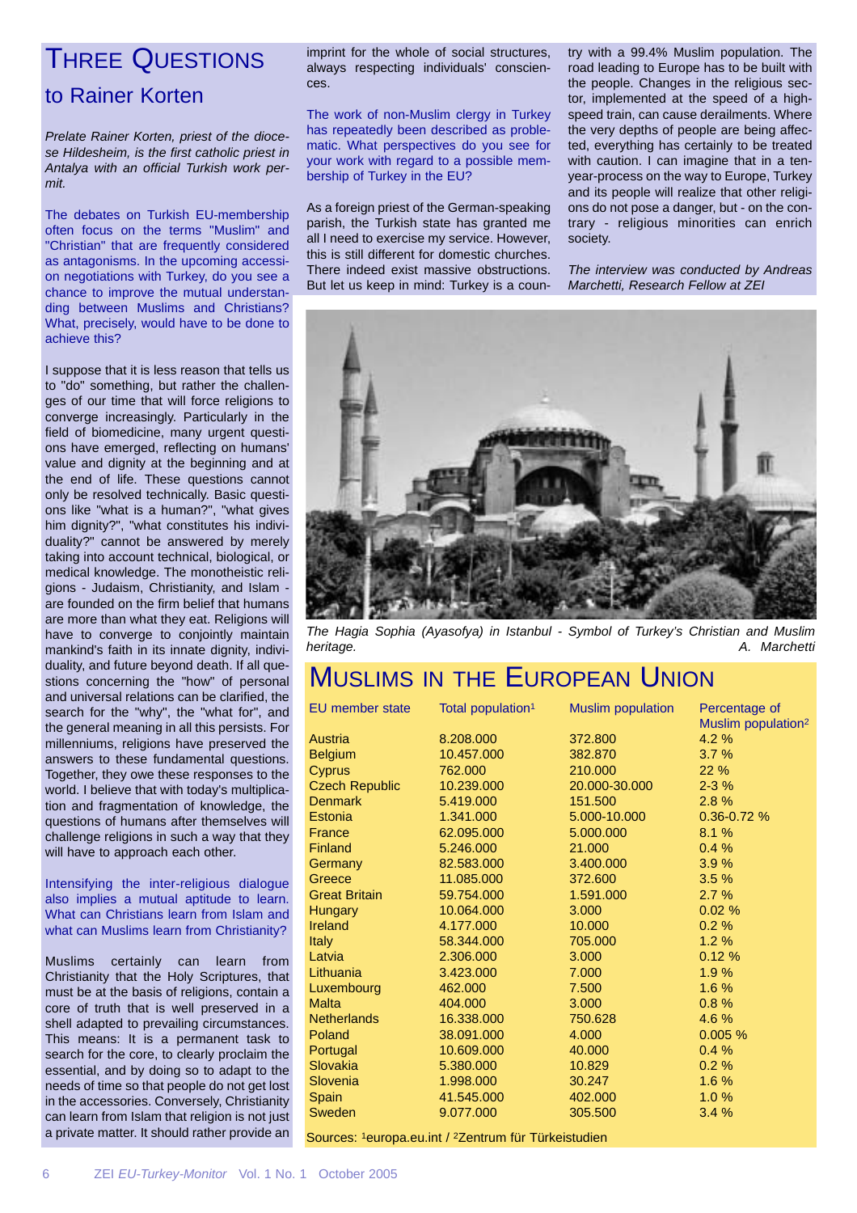# Three Questions

## to Rainer Korten

*Prelate Rainer Korten, priest of the diocese Hildesheim, is the first catholic priest in Antalya with an official Turkish work permit.*

The debates on Turkish EU-membership often focus on the terms "Muslim" and "Christian" that are frequently considered as antagonisms. In the upcoming accession on negotiations with Turkey, do you see a chance to improve the mutual understanding between Muslims and Christians? What, precisely, would have to be done to achieve this?

I suppose that it is less reason that tells us to "do" something, but rather the challenges of our time that will force religions to converge increasingly. Particularly in the field of biomedicine, many urgent questions have emerged, reflecting on humans' value and dignity at the beginning and at the end of life. These questions cannot only be resolved technically. Basic questions like "what is a human?", "what gives him dignity?", "what constitutes his individuality?" cannot be answered by merely taking into account technical, biological, or medical knowledge. The monotheistic religions - Judaism, Christianity, and Islam - are founded on the firm belief that humans are more than what they eat. Religions will have to converge to conjointly maintain mankind's faith in its innate dignity, individuality, and future beyond death. If all questions concerning the "how" of personal and universal relations can be clarified, the search for the "why", the "what for", and the general meaning in all this persists. For millenniums, religions have preserved the answers to these fundamental questions. Together, they owe these responses to the world. I believe that with today's multiplication and fragmentation of knowledge, the questions of humans after themselves will challenge religions in such a way that they will have to approach each other.

Intensifying the inter-religious dialogue also implies a mutual aptitude to learn. What can Christians learn from Islam and what can Muslims learn from Christianity?

Muslims certainly can learn from Christianity that the Holy Scriptures, that must be at the basis of religions, contain a core of truth that is well preserved in a shell adapted to prevailing circumstances. This means: It is a permanent task to search for the core, to clearly proclaim the essential, and by doing so to adapt to the needs of time so that people do not get lost in the accessories. Conversely, Christianity can learn from Islam that religion is not just a private matter. It should rather provide an imprint for the whole of social structures, always respecting individuals' consciences.

The work of non-Muslim clergy in Turkey has repeatedly been described as problematic. What perspectives do you see for your work with regard to a possible membership of Turkey in the EU?

As a foreign priest of the German-speaking parish, the Turkish state has granted me all I need to exercise my service. However, this is still different for domestic churches. There indeed exist massive obstructions. But let us keep in mind: Turkey is a country with a 99.4% Muslim population. The road leading to Europe has to be built with the people. Changes in the religious sector, implemented at the speed of a high-speed train, can cause derailments. Where the very depths of people are being affected, everything has certainly to be treated with caution. I can imagine that in a ten-year-process on the way to Europe, Turkey and its people will realize that other religions do not pose a danger, but - on the contrary - religious minorities can enrich society.

*The interview was conducted by Andreas Marchetti, Research Fellow at ZEI*

*The Hagia Sophia (Ayasofya) in Istanbul - Symbol of Turkey's Christian and Muslim heritage.* A. Marchetti

# Muslims in the European Union

| EU member state | Total population[1] | Muslim population | Percentage of Muslim population[2] |
|---|---|---|---|
| Austria | 8.208.000 | 372.800 | 4.2 % |
| Belgium | 10.457.000 | 382.870 | 3.7 % |
| Cyprus | 762.000 | 210.000 | 22 % |
| Czech Republic | 10.239.000 | 20.000-30.000 | 2-3 % |
| Denmark | 5.419.000 | 151.500 | 2.8 % |
| Estonia | 1.341.000 | 5.000-10.000 | 0.36-0.72 % |
| France | 62.095.000 | 5.000.000 | 8.1 % |
| Finland | 5.246.000 | 21.000 | 0.4 % |
| Germany | 82.583.000 | 3.400.000 | 3.9 % |
| Greece | 11.085.000 | 372.600 | 3.5 % |
| Great Britain | 59.754.000 | 1.591.000 | 2.7 % |
| Hungary | 10.064.000 | 3.000 | 0.02 % |
| Ireland | 4.177.000 | 10.000 | 0.2 % |
| Italy | 58.344.000 | 705.000 | 1.2 % |
| Latvia | 2.306.000 | 3.000 | 0.12 % |
| Lithuania | 3.423.000 | 7.000 | 1.9 % |
| Luxembourg | 462.000 | 7.500 | 1.6 % |
| Malta | 404.000 | 3.000 | 0.8 % |
| Netherlands | 16.338.000 | 750.628 | 4.6 % |
| Poland | 38.091.000 | 4.000 | 0.005 % |
| Portugal | 10.609.000 | 40.000 | 0.4 % |
| Slovakia | 5.380.000 | 10.829 | 0.2 % |
| Slovenia | 1.998.000 | 30.247 | 1.6 % |
| Spain | 41.545.000 | 402.000 | 1.0 % |
| Sweden | 9.077.000 | 305.500 | 3.4 % |

Sources: [1]europa.eu.int / [2]Zentrum für Türkeistudien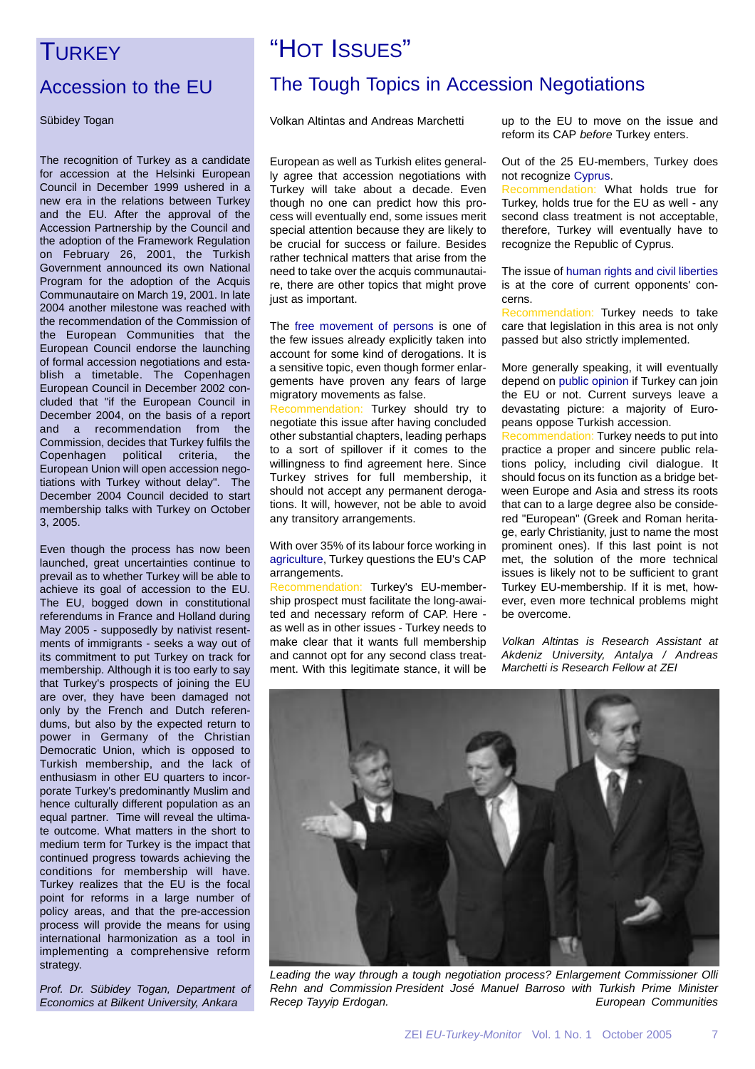# TURKEY

## Accession to the EU

Sübidey Togan

The recognition of Turkey as a candidate for accession at the Helsinki European Council in December 1999 ushered in a new era in the relations between Turkey and the EU. After the approval of the Accession Partnership by the Council and the adoption of the Framework Regulation on February 26, 2001, the Turkish Government announced its own National Program for the adoption of the Acquis Communautaire on March 19, 2001. In late 2004 another milestone was reached with the recommendation of the Commission of the European Communities that the European Council endorse the launching of formal accession negotiations and establish a timetable. The Copenhagen European Council in December 2002 concluded that "if the European Council in December 2004, on the basis of a report and a recommendation from the Commission, decides that Turkey fulfils the Copenhagen political criteria, the European Union will open accession negotiations with Turkey without delay". The December 2004 Council decided to start membership talks with Turkey on October 3, 2005.

Even though the process has now been launched, great uncertainties continue to prevail as to whether Turkey will be able to achieve its goal of accession to the EU. The EU, bogged down in constitutional referendums in France and Holland during May 2005 - supposedly by nativist resentments of immigrants - seeks a way out of its commitment to put Turkey on track for membership. Although it is too early to say that Turkey's prospects of joining the EU are over, they have been damaged not only by the French and Dutch referendums, but also by the expected return to power in Germany of the Christian Democratic Union, which is opposed to Turkish membership, and the lack of enthusiasm in other EU quarters to incorporate Turkey's predominantly Muslim and hence culturally different population as an equal partner. Time will reveal the ultimate outcome. What matters in the short to medium term for Turkey is the impact that continued progress towards achieving the conditions for membership will have. Turkey realizes that the EU is the focal point for reforms in a large number of policy areas, and that the pre-accession process will provide the means for using international harmonization as a tool in implementing a comprehensive reform strategy.

*Prof. Dr. Sübidey Togan, Department of Economics at Bilkent University, Ankara*

# "HOT ISSUES"

## The Tough Topics in Accession Negotiations

Volkan Altintas and Andreas Marchetti

European as well as Turkish elites generally agree that accession negotiations with Turkey will take about a decade. Even though no one can predict how this process will eventually end, some issues merit special attention because they are likely to be crucial for success or failure. Besides rather technical matters that arise from the need to take over the acquis communautaire, there are other topics that might prove just as important.

The free movement of persons is one of the few issues already explicitly taken into account for some kind of derogations. It is a sensitive topic, even though former enlargements have proven any fears of large migratory movements as false.
Recommendation: Turkey should try to negotiate this issue after having concluded other substantial chapters, leading perhaps to a sort of spillover if it comes to the willingness to find agreement here. Since Turkey strives for full membership, it should not accept any permanent derogations. It will, however, not be able to avoid any transitory arrangements.

With over 35% of its labour force working in agriculture, Turkey questions the EU's CAP arrangements.
Recommendation: Turkey's EU-membership prospect must facilitate the long-awaited and necessary reform of CAP. Here - as well as in other issues - Turkey needs to make clear that it wants full membership and cannot opt for any second class treatment. With this legitimate stance, it will be up to the EU to move on the issue and reform its CAP *before* Turkey enters.

Out of the 25 EU-members, Turkey does not recognize Cyprus.
Recommendation: What holds true for Turkey, holds true for the EU as well - any second class treatment is not acceptable, therefore, Turkey will eventually have to recognize the Republic of Cyprus.

The issue of human rights and civil liberties is at the core of current opponents' concerns.
Recommendation: Turkey needs to take care that legislation in this area is not only passed but also strictly implemented.

More generally speaking, it will eventually depend on public opinion if Turkey can join the EU or not. Current surveys leave a devastating picture: a majority of Europeans oppose Turkish accession.
Recommendation: Turkey needs to put into practice a proper and sincere public relations policy, including civil dialogue. It should focus on its function as a bridge between Europe and Asia and stress its roots that can to a large degree also be considered "European" (Greek and Roman heritage, early Christianity, just to name the most prominent ones). If this last point is not met, the solution of the more technical issues is likely not to be sufficient to grant Turkey EU-membership. If it is met, however, even more technical problems might be overcome.

*Volkan Altintas is Research Assistant at Akdeniz University, Antalya / Andreas Marchetti is Research Fellow at ZEI*

*Leading the way through a tough negotiation process? Enlargement Commissioner Olli Rehn and Commission President José Manuel Barroso with Turkish Prime Minister Recep Tayyip Erdogan.* European Communities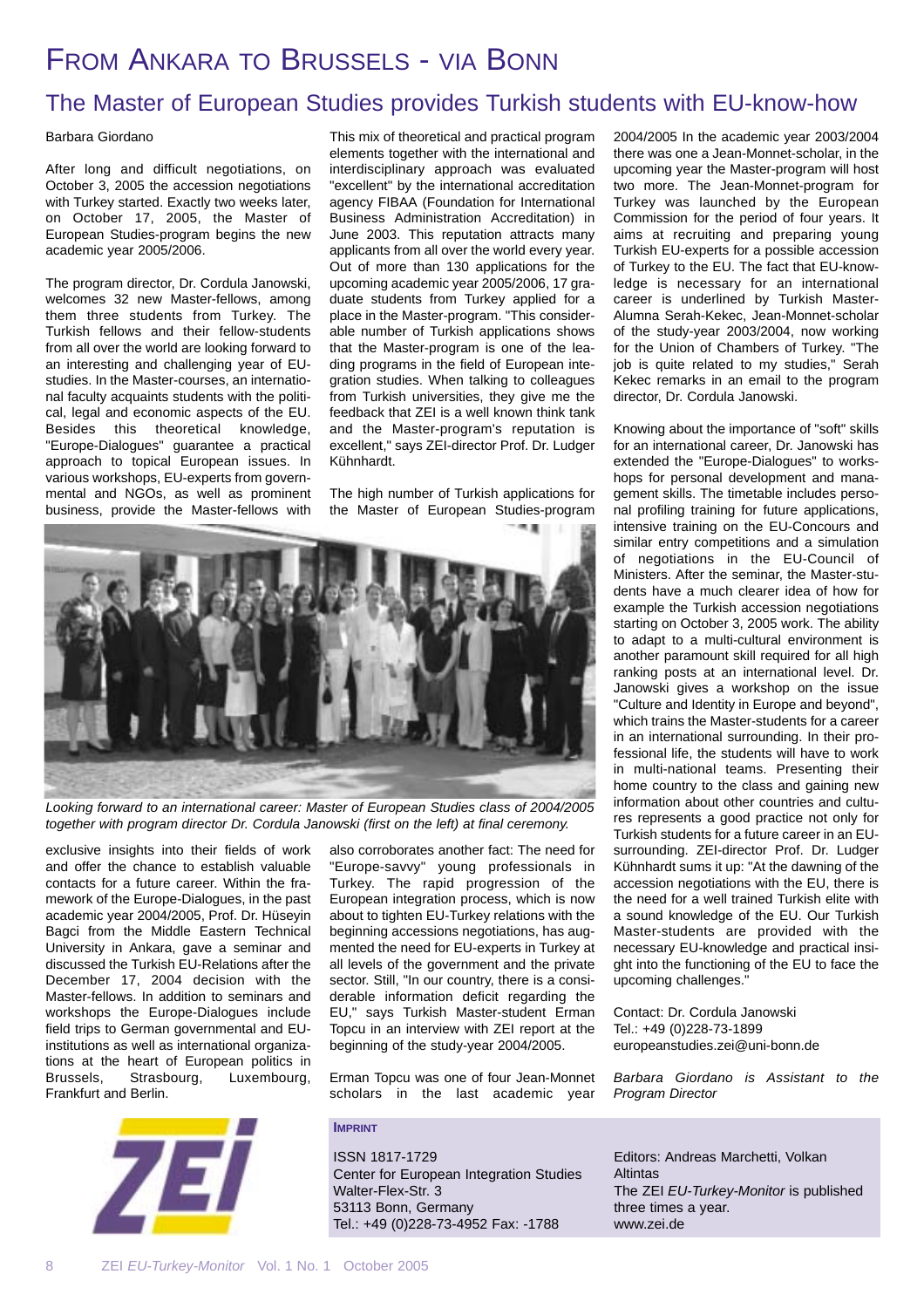# FROM ANKARA TO BRUSSELS - VIA BONN

## The Master of European Studies provides Turkish students with EU-know-how

Barbara Giordano

After long and difficult negotiations, on October 3, 2005 the accession negotiations with Turkey started. Exactly two weeks later, on October 17, 2005, the Master of European Studies-program begins the new academic year 2005/2006.

The program director, Dr. Cordula Janowski, welcomes 32 new Master-fellows, among them three students from Turkey. The Turkish fellows and their fellow-students from all over the world are looking forward to an interesting and challenging year of EU-studies. In the Master-courses, an international faculty acquaints students with the political, legal and economic aspects of the EU. Besides this theoretical knowledge, "Europe-Dialogues" guarantee a practical approach to topical European issues. In various workshops, EU-experts from governmental and NGOs, as well as prominent business, provide the Master-fellows with exclusive insights into their fields of work and offer the chance to establish valuable contacts for a future career. Within the framework of the Europe-Dialogues, in the past academic year 2004/2005, Prof. Dr. Hüseyin Bagci from the Middle Eastern Technical University in Ankara, gave a seminar and discussed the Turkish EU-Relations after the December 17, 2004 decision with the Master-fellows. In addition to seminars and workshops the Europe-Dialogues include field trips to German governmental and EU-institutions as well as international organizations at the heart of European politics in Brussels, Strasbourg, Luxembourg, Frankfurt and Berlin.

This mix of theoretical and practical program elements together with the international and interdisciplinary approach was evaluated "excellent" by the international accreditation agency FIBAA (Foundation for International Business Administration Accreditation) in June 2003. This reputation attracts many applicants from all over the world every year. Out of more than 130 applications for the upcoming academic year 2005/2006, 17 graduate students from Turkey applied for a place in the Master-program. "This considerable number of Turkish applications shows that the Master-program is one of the leading programs in the field of European integration studies. When talking to colleagues from Turkish universities, they give me the feedback that ZEI is a well known think tank and the Master-program's reputation is excellent," says ZEI-director Prof. Dr. Ludger Kühnhardt.

The high number of Turkish applications for the Master of European Studies-program also corroborates another fact: The need for "Europe-savvy" young professionals in Turkey. The rapid progression of the European integration process, which is now about to tighten EU-Turkey relations with the beginning accessions negotiations, has augmented the need for EU-experts in Turkey at all levels of the government and the private sector. Still, "In our country, there is a considerable information deficit regarding the EU," says Turkish Master-student Erman Topcu in an interview with ZEI report at the beginning of the study-year 2004/2005.

*Looking forward to an international career: Master of European Studies class of 2004/2005 together with program director Dr. Cordula Janowski (first on the left) at final ceremony.*

Erman Topcu was one of four Jean-Monnet scholars in the last academic year 2004/2005 In the academic year 2003/2004 there was one a Jean-Monnet-scholar, in the upcoming year the Master-program will host two more. The Jean-Monnet-program for Turkey was launched by the European Commission for the period of four years. It aims at recruiting and preparing young Turkish EU-experts for a possible accession of Turkey to the EU. The fact that EU-knowledge is necessary for an international career is underlined by Turkish Master-Alumna Serah-Kekec, Jean-Monnet-scholar of the study-year 2003/2004, now working for the Union of Chambers of Turkey. "The job is quite related to my studies," Serah Kekec remarks in an email to the program director, Dr. Cordula Janowski.

Knowing about the importance of "soft" skills for an international career, Dr. Janowski has extended the "Europe-Dialogues" to workshops for personal development and management skills. The timetable includes personal profiling training for future applications, intensive training on the EU-Concours and similar entry competitions and a simulation of negotiations in the EU-Council of Ministers. After the seminar, the Master-students have a much clearer idea of how for example the Turkish accession negotiations starting on October 3, 2005 work. The ability to adapt to a multi-cultural environment is another paramount skill required for all high ranking posts at an international level. Dr. Janowski gives a workshop on the issue "Culture and Identity in Europe and beyond", which trains the Master-students for a career in an international surrounding. In their professional life, the students will have to work in multi-national teams. Presenting their home country to the class and gaining new information about other countries and cultures represents a good practice not only for Turkish students for a future career in an EU-surrounding. ZEI-director Prof. Dr. Ludger Kühnhardt sums it up: "At the dawning of the accession negotiations with the EU, there is the need for a well trained Turkish elite with a sound knowledge of the EU. Our Turkish Master-students are provided with the necessary EU-knowledge and practical insight into the functioning of the EU to face the upcoming challenges."

Contact: Dr. Cordula Janowski
Tel.: +49 (0)228-73-1899
europeanstudies.zei@uni-bonn.de

*Barbara Giordano is Assistant to the Program Director*

ZEI

**IMPRINT**

ISSN 1817-1729
Center for European Integration Studies
Walter-Flex-Str. 3
53113 Bonn, Germany
Tel.: +49 (0)228-73-4952 Fax: -1788

Editors: Andreas Marchetti, Volkan Altintas
The ZEI *EU-Turkey-Monitor* is published three times a year.
www.zei.de